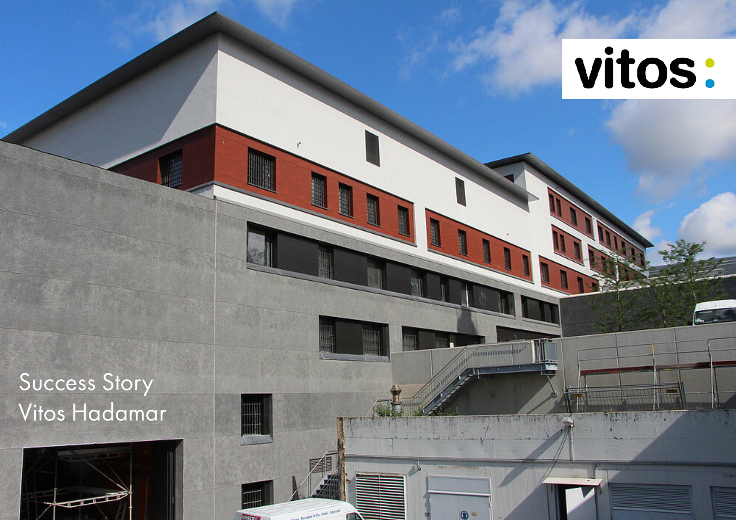vitos

# Success Story
# Vitos Hadamar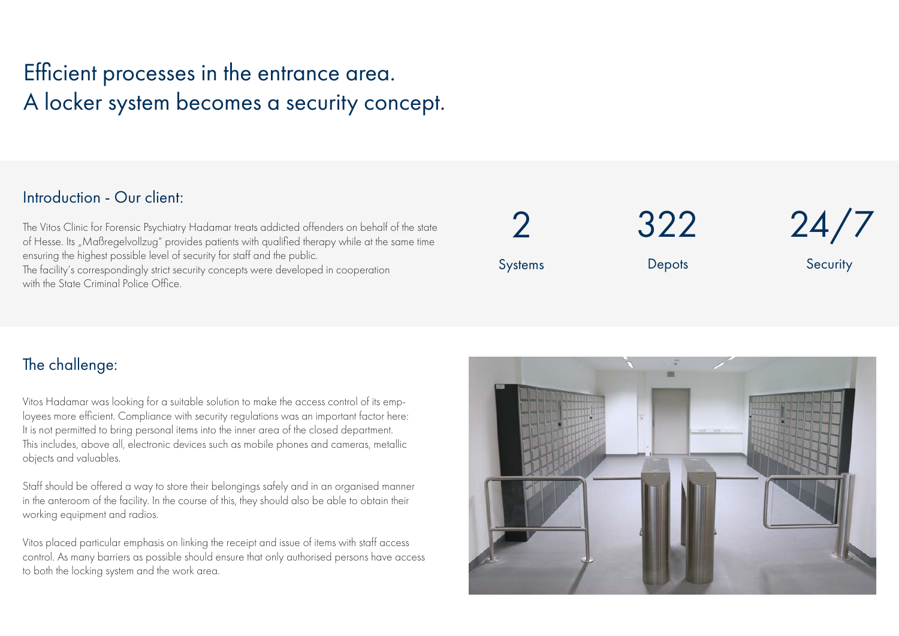# Efficient processes in the entrance area.
A locker system becomes a security concept.

## Introduction - Our client:

The Vitos Clinic for Forensic Psychiatry Hadamar treats addicted offenders on behalf of the state of Hesse. Its „Maßregelvollzug" provides patients with qualified therapy while at the same time ensuring the highest possible level of security for staff and the public.
The facility's correspondingly strict security concepts were developed in cooperation with the State Criminal Police Office.

| 2 | 322 | 24/7 |
|---|---|---|
| Systems | Depots | Security |

## The challenge:

Vitos Hadamar was looking for a suitable solution to make the access control of its employees more efficient. Compliance with security regulations was an important factor here: It is not permitted to bring personal items into the inner area of the closed department. This includes, above all, electronic devices such as mobile phones and cameras, metallic objects and valuables.

Staff should be offered a way to store their belongings safely and in an organised manner in the anteroom of the facility. In the course of this, they should also be able to obtain their working equipment and radios.

Vitos placed particular emphasis on linking the receipt and issue of items with staff access control. As many barriers as possible should ensure that only authorised persons have access to both the locking system and the work area.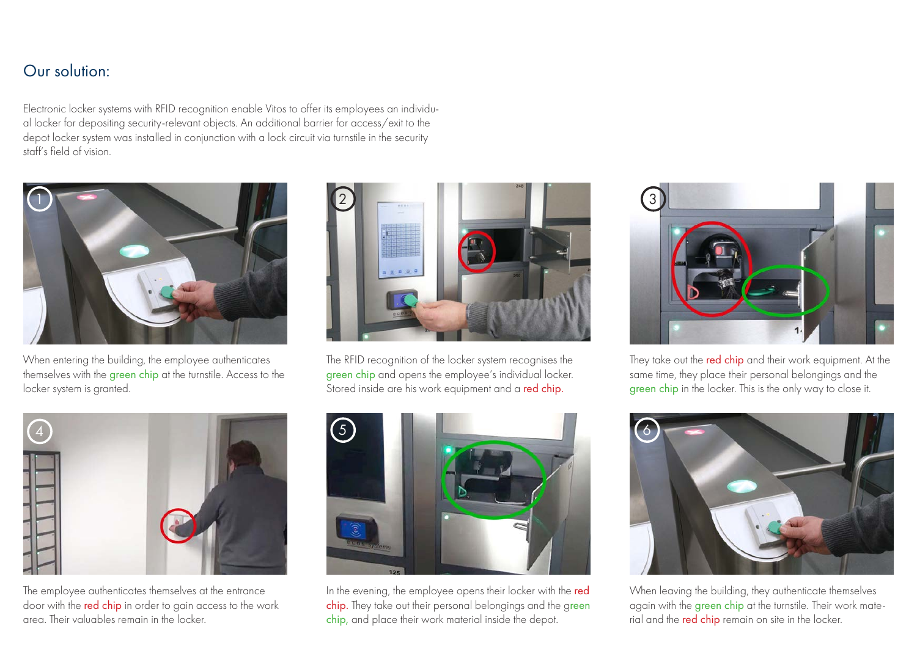## Our solution:

Electronic locker systems with RFID recognition enable Vitos to offer its employees an individual locker for depositing security-relevant objects. An additional barrier for access/exit to the depot locker system was installed in conjunction with a lock circuit via turnstile in the security staff's field of vision.

1. When entering the building, the employee authenticates themselves with the green chip at the turnstile. Access to the locker system is granted.

2. The RFID recognition of the locker system recognises the green chip and opens the employee's individual locker. Stored inside are his work equipment and a red chip.

3. They take out the red chip and their work equipment. At the same time, they place their personal belongings and the green chip in the locker. This is the only way to close it.

4. The employee authenticates themselves at the entrance door with the red chip in order to gain access to the work area. Their valuables remain in the locker.

5. In the evening, the employee opens their locker with the red chip. They take out their personal belongings and the green chip, and place their work material inside the depot.

6. When leaving the building, they authenticate themselves again with the green chip at the turnstile. Their work material and the red chip remain on site in the locker.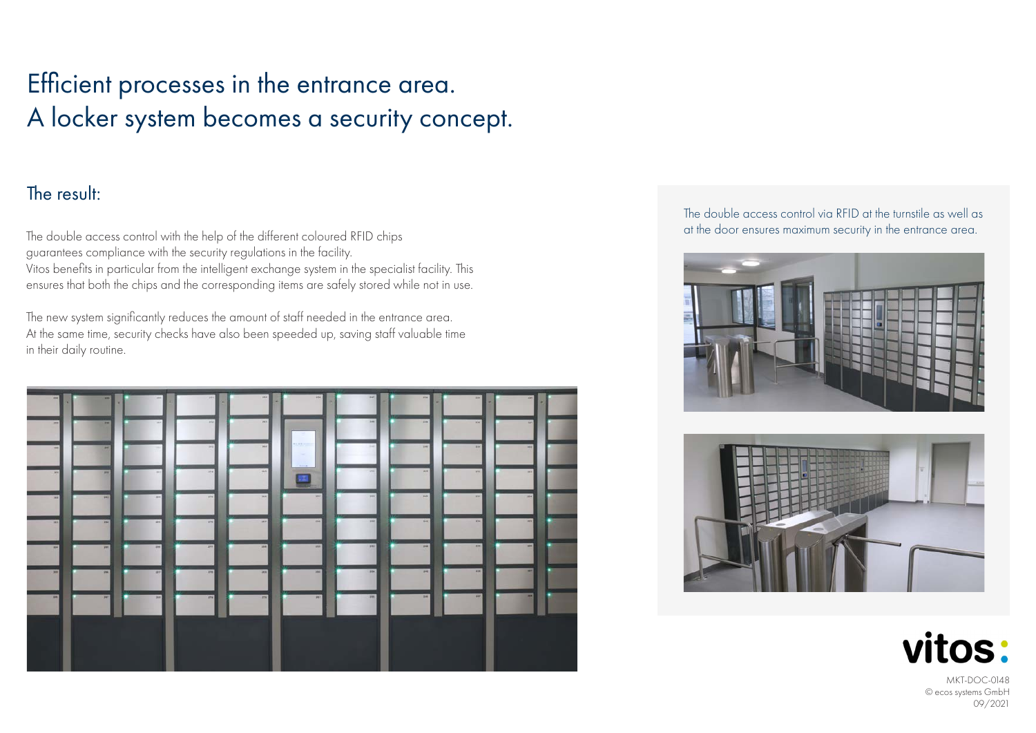# Efficient processes in the entrance area. A locker system becomes a security concept.

## The result:

The double access control with the help of the different coloured RFID chips guarantees compliance with the security regulations in the facility.
Vitos benefits in particular from the intelligent exchange system in the specialist facility. This ensures that both the chips and the corresponding items are safely stored while not in use.

The new system significantly reduces the amount of staff needed in the entrance area.
At the same time, security checks have also been speeded up, saving staff valuable time in their daily routine.

The double access control via RFID at the turnstile as well as at the door ensures maximum security in the entrance area.

vitos:

MKT-DOC-0148
© ecos systems GmbH
09/2021